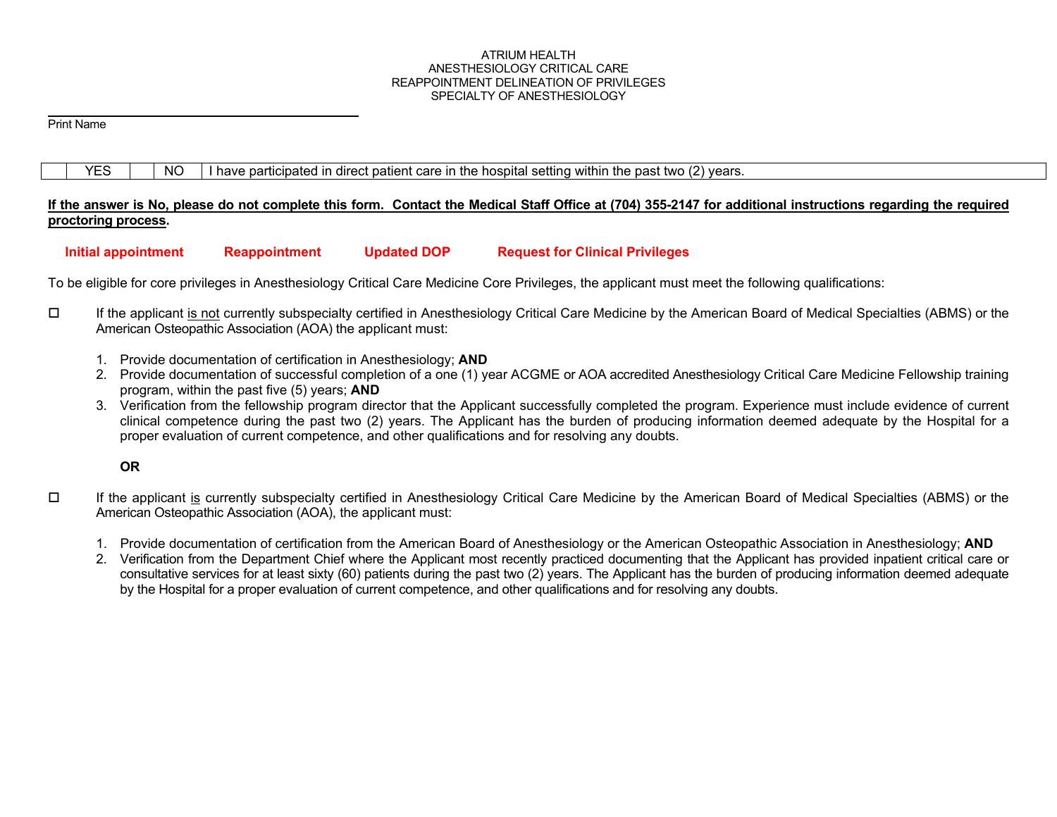ATRIUM HEALTH
ANESTHESIOLOGY CRITICAL CARE
REAPPOINTMENT DELINEATION OF PRIVILEGES
SPECIALTY OF ANESTHESIOLOGY

______________________________

Print Name

| | YES | | NO | I have participated in direct patient care in the hospital setting within the past two (2) years. |
|---|---|---|---|---|

**If the answer is No, please do not complete this form. Contact the Medical Staff Office at (704) 355-2147 for additional instructions regarding the required proctoring process.**

**Initial appointment** **Reappointment** **Updated DOP** **Request for Clinical Privileges**

To be eligible for core privileges in Anesthesiology Critical Care Medicine Core Privileges, the applicant must meet the following qualifications:

☐ If the applicant is not currently subspecialty certified in Anesthesiology Critical Care Medicine by the American Board of Medical Specialties (ABMS) or the American Osteopathic Association (AOA) the applicant must:

1. Provide documentation of certification in Anesthesiology; **AND**
2. Provide documentation of successful completion of a one (1) year ACGME or AOA accredited Anesthesiology Critical Care Medicine Fellowship training program, within the past five (5) years; **AND**
3. Verification from the fellowship program director that the Applicant successfully completed the program. Experience must include evidence of current clinical competence during the past two (2) years. The Applicant has the burden of producing information deemed adequate by the Hospital for a proper evaluation of current competence, and other qualifications and for resolving any doubts.

**OR**

☐ If the applicant is currently subspecialty certified in Anesthesiology Critical Care Medicine by the American Board of Medical Specialties (ABMS) or the American Osteopathic Association (AOA), the applicant must:

1. Provide documentation of certification from the American Board of Anesthesiology or the American Osteopathic Association in Anesthesiology; **AND**
2. Verification from the Department Chief where the Applicant most recently practiced documenting that the Applicant has provided inpatient critical care or consultative services for at least sixty (60) patients during the past two (2) years. The Applicant has the burden of producing information deemed adequate by the Hospital for a proper evaluation of current competence, and other qualifications and for resolving any doubts.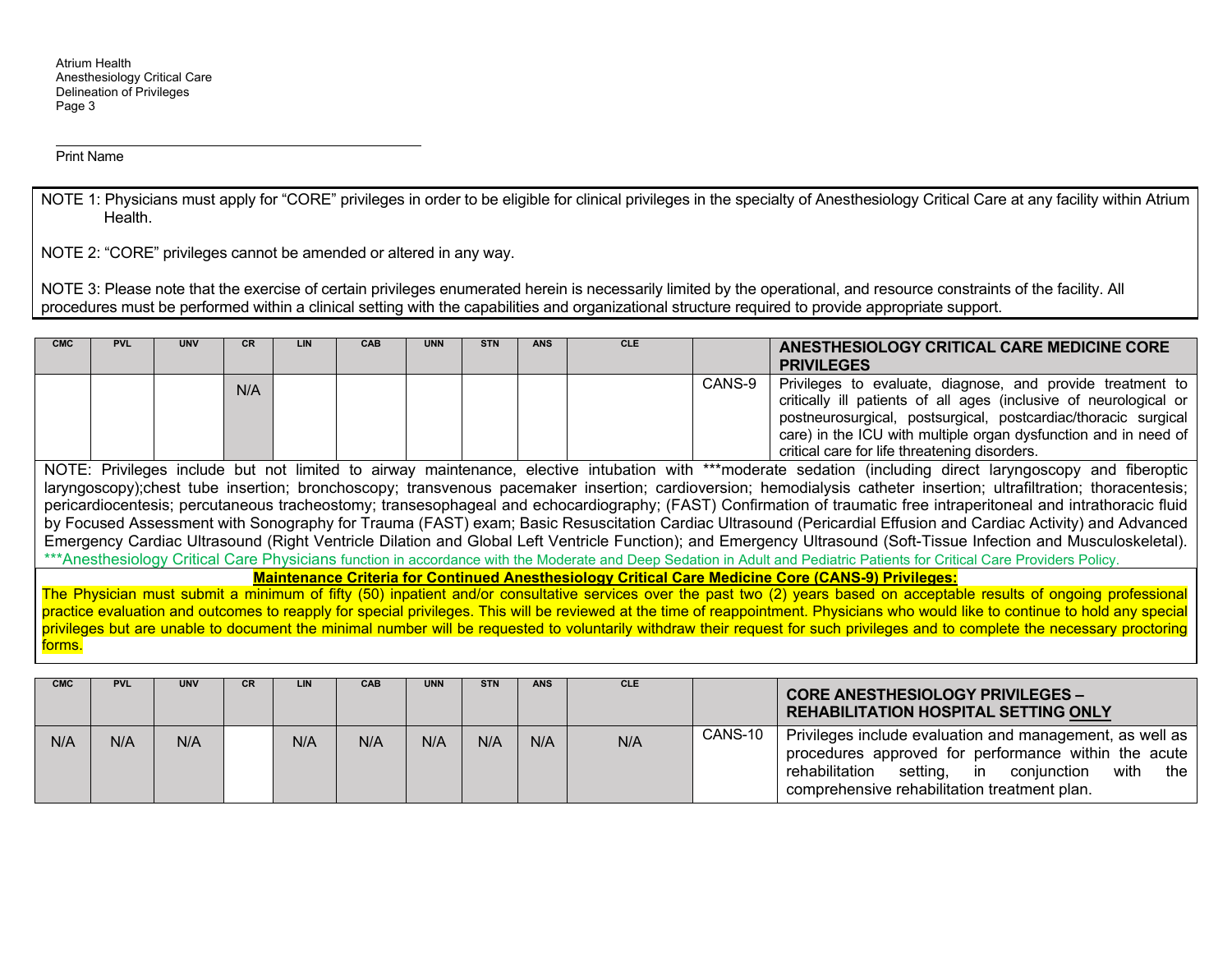Print Name

NOTE 1: Physicians must apply for "CORE" privileges in order to be eligible for clinical privileges in the specialty of Anesthesiology Critical Care at any facility within Atrium Health.

NOTE 2: "CORE" privileges cannot be amended or altered in any way.

NOTE 3: Please note that the exercise of certain privileges enumerated herein is necessarily limited by the operational, and resource constraints of the facility. All procedures must be performed within a clinical setting with the capabilities and organizational structure required to provide appropriate support.

| CMC | PVL | UNV | CR | LIN | CAB | UNN | STN | ANS | CLE | | **ANESTHESIOLOGY CRITICAL CARE MEDICINE CORE PRIVILEGES** |
|---|---|---|---|---|---|---|---|---|---|---|---|
| | | | N/A | | | | | | | CANS-9 | Privileges to evaluate, diagnose, and provide treatment to critically ill patients of all ages (inclusive of neurological or postneurosurgical, postsurgical, postcardiac/thoracic surgical care) in the ICU with multiple organ dysfunction and in need of critical care for life threatening disorders. |

NOTE: Privileges include but not limited to airway maintenance, elective intubation with ***moderate sedation (including direct laryngoscopy and fiberoptic laryngoscopy);chest tube insertion; bronchoscopy; transvenous pacemaker insertion; cardioversion; hemodialysis catheter insertion; ultrafiltration; thoracentesis; pericardiocentesis; percutaneous tracheostomy; transesophageal and echocardiography; (FAST) Confirmation of traumatic free intraperitoneal and intrathoracic fluid by Focused Assessment with Sonography for Trauma (FAST) exam; Basic Resuscitation Cardiac Ultrasound (Pericardial Effusion and Cardiac Activity) and Advanced Emergency Cardiac Ultrasound (Right Ventricle Dilation and Global Left Ventricle Function); and Emergency Ultrasound (Soft-Tissue Infection and Musculoskeletal).
***Anesthesiology Critical Care Physicians function in accordance with the Moderate and Deep Sedation in Adult and Pediatric Patients for Critical Care Providers Policy.

**Maintenance Criteria for Continued Anesthesiology Critical Care Medicine Core (CANS-9) Privileges:**

The Physician must submit a minimum of fifty (50) inpatient and/or consultative services over the past two (2) years based on acceptable results of ongoing professional practice evaluation and outcomes to reapply for special privileges. This will be reviewed at the time of reappointment. Physicians who would like to continue to hold any special privileges but are unable to document the minimal number will be requested to voluntarily withdraw their request for such privileges and to complete the necessary proctoring forms.

| CMC | PVL | UNV | CR | LIN | CAB | UNN | STN | ANS | CLE | | **CORE ANESTHESIOLOGY PRIVILEGES – REHABILITATION HOSPITAL SETTING ONLY** |
|---|---|---|---|---|---|---|---|---|---|---|---|
| N/A | N/A | N/A | | N/A | N/A | N/A | N/A | N/A | N/A | CANS-10 | Privileges include evaluation and management, as well as procedures approved for performance within the acute rehabilitation setting, in conjunction with the comprehensive rehabilitation treatment plan. |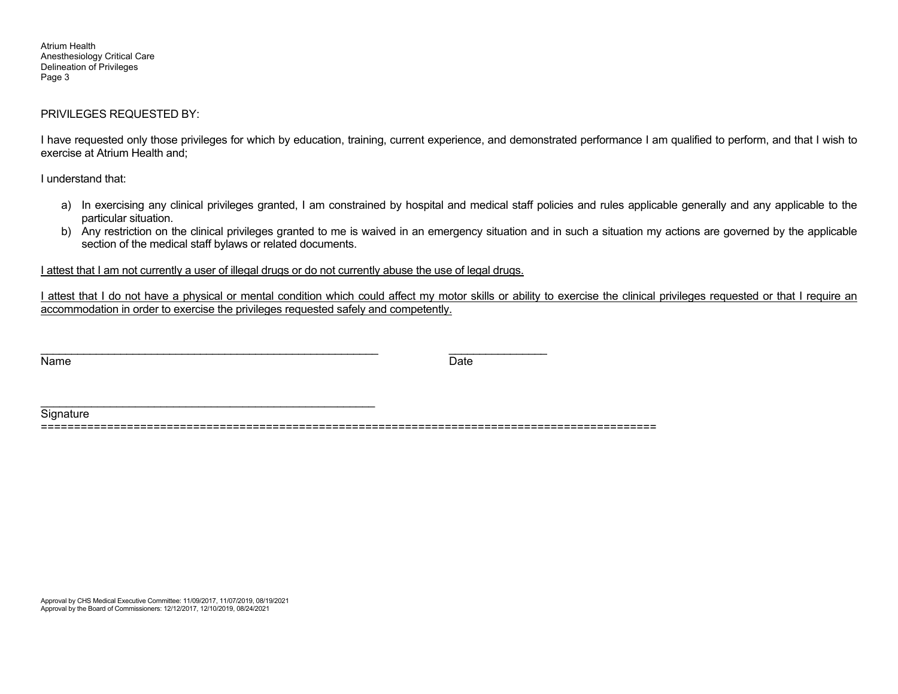PRIVILEGES REQUESTED BY:

I have requested only those privileges for which by education, training, current experience, and demonstrated performance I am qualified to perform, and that I wish to exercise at Atrium Health and;

I understand that:

a) In exercising any clinical privileges granted, I am constrained by hospital and medical staff policies and rules applicable generally and any applicable to the particular situation.
b) Any restriction on the clinical privileges granted to me is waived in an emergency situation and in such a situation my actions are governed by the applicable section of the medical staff bylaws or related documents.

<u>I attest that I am not currently a user of illegal drugs or do not currently abuse the use of legal drugs.</u>

<u>I attest that I do not have a physical or mental condition which could affect my motor skills or ability to exercise the clinical privileges requested or that I require an accommodation in order to exercise the privileges requested safely and competently.</u>

\_\_\_\_\_\_\_\_\_\_\_\_\_\_\_\_\_\_\_\_\_\_\_\_\_\_\_\_\_\_\_\_\_\_\_\_\_\_\_\_\_\_\_\_\_\_\_\_\_\_\_ \_\_\_\_\_\_\_\_\_\_\_\_\_\_\_
Name Date

\_\_\_\_\_\_\_\_\_\_\_\_\_\_\_\_\_\_\_\_\_\_\_\_\_\_\_\_\_\_\_\_\_\_\_\_\_\_\_\_\_\_\_\_\_\_\_\_\_\_\_
Signature

Approval by CHS Medical Executive Committee: 11/09/2017, 11/07/2019, 08/19/2021
Approval by the Board of Commissioners: 12/12/2017, 12/10/2019, 08/24/2021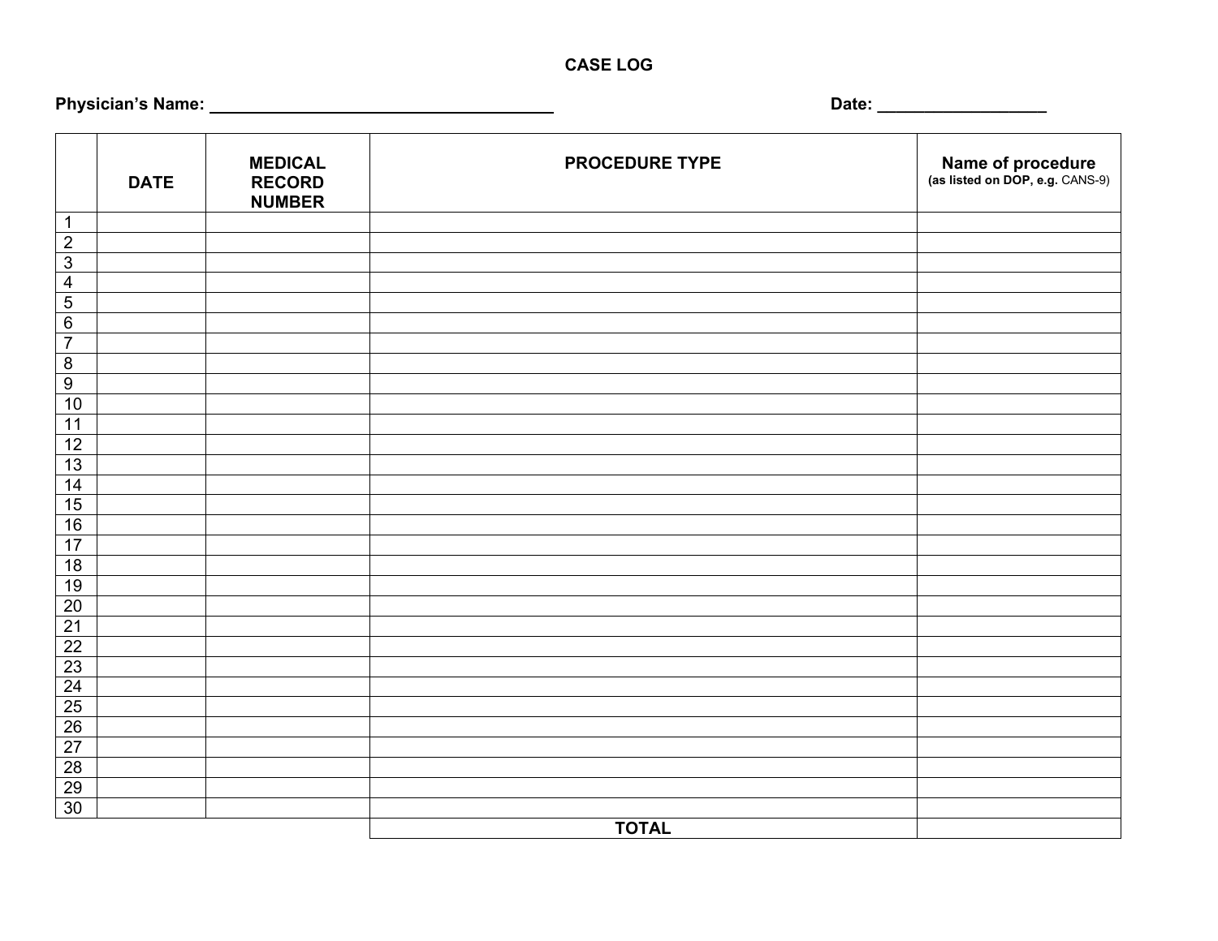# CASE LOG

**Physician's Name: ___________________________________** **Date: _________________**

| | DATE | MEDICAL RECORD NUMBER | PROCEDURE TYPE | Name of procedure (as listed on DOP, e.g. CANS-9) |
|---|---|---|---|---|
| 1 | | | | |
| 2 | | | | |
| 3 | | | | |
| 4 | | | | |
| 5 | | | | |
| 6 | | | | |
| 7 | | | | |
| 8 | | | | |
| 9 | | | | |
| 10 | | | | |
| 11 | | | | |
| 12 | | | | |
| 13 | | | | |
| 14 | | | | |
| 15 | | | | |
| 16 | | | | |
| 17 | | | | |
| 18 | | | | |
| 19 | | | | |
| 20 | | | | |
| 21 | | | | |
| 22 | | | | |
| 23 | | | | |
| 24 | | | | |
| 25 | | | | |
| 26 | | | | |
| 27 | | | | |
| 28 | | | | |
| 29 | | | | |
| 30 | | | | |
| | | | **TOTAL** | |